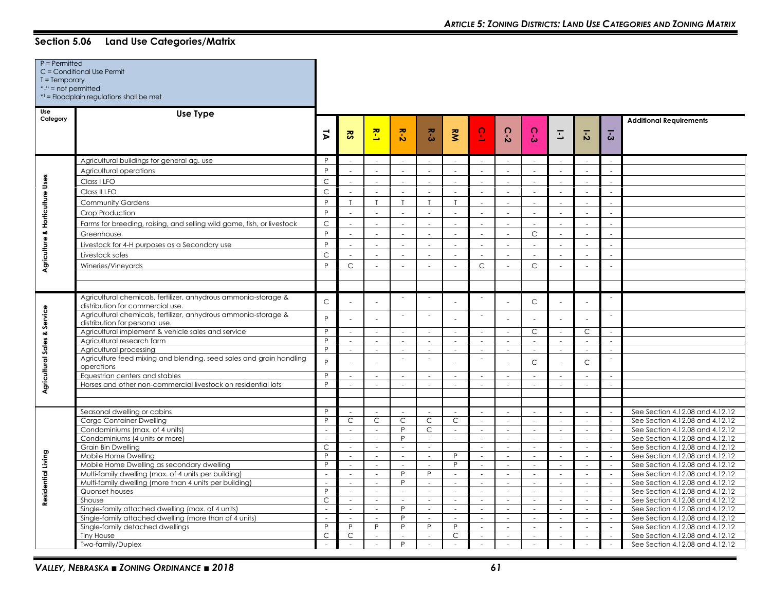## Section 5.06 Land Use Categories/Matrix

P = Permitted
C = Conditional Use Permit
T = Temporary
"-" = not permitted
*[1] = Floodplain regulations shall be met

| Use Category | Use Type | TA | RS | R-1 | R-2 | R-3 | RM | C-1 | C-2 | C-3 | I-1 | I-2 | I-3 | Additional Requirements |
|---|---|---|---|---|---|---|---|---|---|---|---|---|---|---|
| Agriculture & Horticulture Uses | Agricultural buildings for general ag. use | P | - | - | - | - | - | - | - | - | - | - | - | |
| | Agricultural operations | P | - | - | - | - | - | - | - | - | - | - | - | |
| | Class I LFO | C | - | - | - | - | - | - | - | - | - | - | - | |
| | Class II LFO | C | - | - | - | - | - | - | - | - | - | - | - | |
| | Community Gardens | P | T | T | T | T | T | - | - | - | - | - | - | |
| | Crop Production | P | - | - | - | - | - | - | - | - | - | - | - | |
| | Farms for breeding, raising, and selling wild game, fish, or livestock | C | - | - | - | - | - | - | - | - | - | - | - | |
| | Greenhouse | P | - | - | - | - | - | - | - | C | - | - | - | |
| | Livestock for 4-H purposes as a Secondary use | P | - | - | - | - | - | - | - | - | - | - | - | |
| | Livestock sales | C | - | - | - | - | - | - | - | - | - | - | - | |
| | Wineries/Vineyards | P | C | - | - | - | - | C | - | C | - | - | - | |
| | | | | | | | | | | | | | | |
| | | | | | | | | | | | | | | |
| Agricultural Sales & Service | Agricultural chemicals, fertilizer, anhydrous ammonia-storage & distribution for commercial use. | C | - | - | - | - | - | - | - | C | - | - | - | |
| | Agricultural chemicals, fertilizer, anhydrous ammonia-storage & distribution for personal use. | P | - | - | - | - | - | - | - | - | - | - | - | |
| | Agricultural implement & vehicle sales and service | P | - | - | - | - | - | - | - | C | - | C | - | |
| | Agricultural research farm | P | - | - | - | - | - | - | - | - | - | - | - | |
| | Agricultural processing | P | - | - | - | - | - | - | - | - | - | - | - | |
| | Agriculture feed mixing and blending, seed sales and grain handling operations | P | - | - | - | - | - | - | - | C | - | C | - | |
| | Equestrian centers and stables | P | - | - | - | - | - | - | - | - | - | - | - | |
| | Horses and other non-commercial livestock on residential lots | P | - | - | - | - | - | - | - | - | - | - | - | |
| | | | | | | | | | | | | | | |
| | | | | | | | | | | | | | | |
| Residential Living | Seasonal dwelling or cabins | P | - | - | - | - | - | - | - | - | - | - | - | See Section 4.12.08 and 4.12.12 |
| | Cargo Container Dwelling | P | C | C | C | C | C | - | - | - | - | - | - | See Section 4.12.08 and 4.12.12 |
| | Condominiums (max. of 4 units) | - | - | - | P | C | - | - | - | - | - | - | - | See Section 4.12.08 and 4.12.12 |
| | Condominiums (4 units or more) | - | - | - | P | - | - | - | - | - | - | - | - | See Section 4.12.08 and 4.12.12 |
| | Grain Bin Dwelling | C | - | - | - | - | - | - | - | - | - | - | - | See Section 4.12.08 and 4.12.12 |
| | Mobile Home Dwelling | P | - | - | - | - | P | - | - | - | - | - | - | See Section 4.12.08 and 4.12.12 |
| | Mobile Home Dwelling as secondary dwelling | P | - | - | - | - | P | - | - | - | - | - | - | See Section 4.12.08 and 4.12.12 |
| | Multi-family dwelling (max. of 4 units per building) | - | - | - | P | P | - | - | - | - | - | - | - | See Section 4.12.08 and 4.12.12 |
| | Multi-family dwelling (more than 4 units per building) | - | - | - | P | - | - | - | - | - | - | - | - | See Section 4.12.08 and 4.12.12 |
| | Quonset houses | P | - | - | - | - | - | - | - | - | - | - | - | See Section 4.12.08 and 4.12.12 |
| | Shouse | C | - | - | - | - | - | - | - | - | - | - | - | See Section 4.12.08 and 4.12.12 |
| | Single-family attached dwelling (max. of 4 units) | - | - | - | P | - | - | - | - | - | - | - | - | See Section 4.12.08 and 4.12.12 |
| | Single-family attached dwelling (more than of 4 units) | - | - | - | P | - | - | - | - | - | - | - | - | See Section 4.12.08 and 4.12.12 |
| | Single-family detached dwellings | P | P | P | P | P | P | - | - | - | - | - | - | See Section 4.12.08 and 4.12.12 |
| | Tiny House | C | C | - | - | - | C | - | - | - | - | - | - | See Section 4.12.08 and 4.12.12 |
| | Two-family/Duplex | - | - | - | P | - | - | - | - | - | - | - | - | See Section 4.12.08 and 4.12.12 |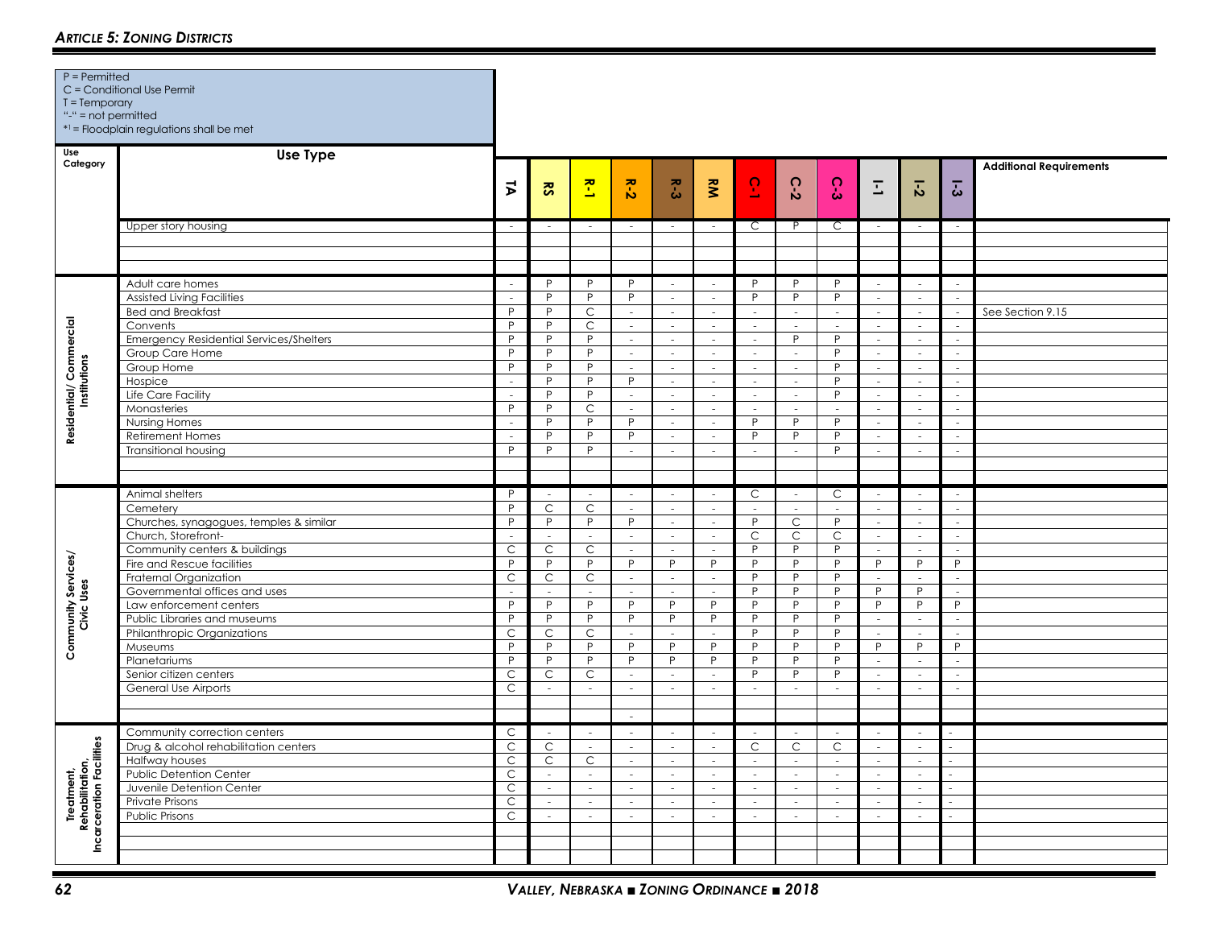P = Permitted
C = Conditional Use Permit
T = Temporary
"-" = not permitted
*[1] = Floodplain regulations shall be met

| Use Category | Use Type | TA | RS | R-1 | R-2 | R-3 | RM | C-1 | C-2 | C-3 | I-1 | I-2 | I-3 | Additional Requirements |
|---|---|---|---|---|---|---|---|---|---|---|---|---|---|---|
| | Upper story housing | - | - | - | - | - | - | C | P | C | - | - | - | |
| | | | | | | | | | | | | | | |
| | | | | | | | | | | | | | | |
| | | | | | | | | | | | | | | |
| Residential/ Commercial Institutions | Adult care homes | - | P | P | P | - | - | P | P | P | - | - | - | |
| | Assisted Living Facilities | - | P | P | P | - | - | P | P | P | - | - | - | |
| | Bed and Breakfast | P | P | C | - | - | - | - | - | - | - | - | - | See Section 9.15 |
| | Convents | P | P | C | - | - | - | - | - | - | - | - | - | |
| | Emergency Residential Services/Shelters | P | P | P | - | - | - | - | P | P | - | - | - | |
| | Group Care Home | P | P | P | - | - | - | - | - | P | - | - | - | |
| | Group Home | P | P | P | - | - | - | - | - | P | - | - | - | |
| | Hospice | - | P | P | P | - | - | - | - | P | - | - | - | |
| | Life Care Facility | - | P | P | - | - | - | - | - | P | - | - | - | |
| | Monasteries | P | P | C | - | - | - | - | - | - | - | - | - | |
| | Nursing Homes | - | P | P | P | - | - | P | P | P | - | - | - | |
| | Retirement Homes | - | P | P | P | - | - | P | P | P | - | - | - | |
| | Transitional housing | P | P | P | - | - | - | - | - | P | - | - | - | |
| | | | | | | | | | | | | | | |
| | | | | | | | | | | | | | | |
| Community Services/ Civic Uses | Animal shelters | P | - | - | - | - | - | C | - | C | - | - | - | |
| | Cemetery | P | C | C | - | - | - | - | - | - | - | - | - | |
| | Churches, synagogues, temples & similar | P | P | P | P | - | - | P | C | P | - | - | - | |
| | Church, Storefront- | - | - | - | - | - | - | C | C | C | - | - | - | |
| | Community centers & buildings | C | C | C | - | - | - | P | P | P | - | - | - | |
| | Fire and Rescue facilities | P | P | P | P | P | P | P | P | P | P | P | P | |
| | Fraternal Organization | C | C | C | - | - | - | P | P | P | - | - | - | |
| | Governmental offices and uses | - | - | - | - | - | - | P | P | P | P | P | - | |
| | Law enforcement centers | P | P | P | P | P | P | P | P | P | P | P | P | |
| | Public Libraries and museums | P | P | P | P | P | P | P | P | P | - | - | - | |
| | Philanthropic Organizations | C | C | C | - | - | - | P | P | P | - | - | - | |
| | Museums | P | P | P | P | P | P | P | P | P | P | P | P | |
| | Planetariums | P | P | P | P | P | P | P | P | P | - | - | - | |
| | Senior citizen centers | C | C | C | - | - | - | P | P | P | - | - | - | |
| | General Use Airports | C | - | - | - | - | - | - | - | - | - | - | - | |
| | | | | | | | | | | | | | | |
| | | | | | - | | | | | | | | | |
| Treatment, Rehabilitation, Incarceration Facilities | Community correction centers | C | - | - | - | - | - | - | - | - | - | - | - | |
| | Drug & alcohol rehabilitation centers | C | C | - | - | - | - | C | C | C | - | - | - | |
| | Halfway houses | C | C | C | - | - | - | - | - | - | - | - | - | |
| | Public Detention Center | C | - | - | - | - | - | - | - | - | - | - | - | |
| | Juvenile Detention Center | C | - | - | - | - | - | - | - | - | - | - | - | |
| | Private Prisons | C | - | - | - | - | - | - | - | - | - | - | - | |
| | Public Prisons | C | - | - | - | - | - | - | - | - | - | - | - | |
| | | | | | | | | | | | | | | |
| | | | | | | | | | | | | | | |
| | | | | | | | | | | | | | | |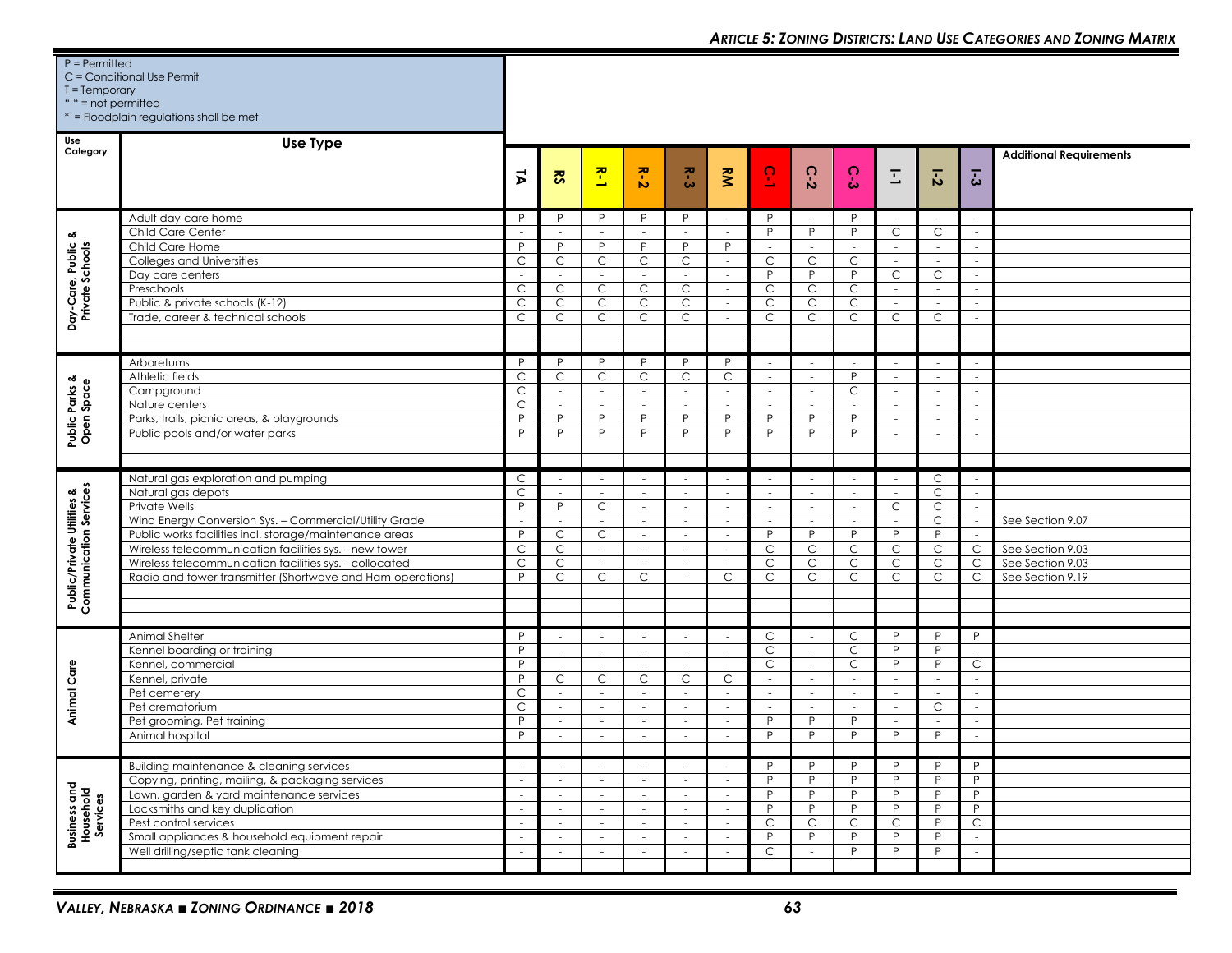P = Permitted
C = Conditional Use Permit
T = Temporary
"-" = not permitted
*[1] = Floodplain regulations shall be met

| Use Category | Use Type | TA | RS | R-1 | R-2 | R-3 | RM | C-1 | C-2 | C-3 | I-1 | I-2 | I-3 | Additional Requirements |
|---|---|---|---|---|---|---|---|---|---|---|---|---|---|---|
| Day-Care, Public & Private Schools | Adult day-care home | P | P | P | P | P | - | P | - | P | - | - | - | |
| | Child Care Center | - | - | - | - | - | - | P | P | P | C | C | - | |
| | Child Care Home | P | P | P | P | P | P | - | - | - | - | - | - | |
| | Colleges and Universities | C | C | C | C | C | - | C | C | C | - | - | - | |
| | Day care centers | - | - | - | - | - | - | P | P | P | C | C | - | |
| | Preschools | C | C | C | C | C | - | C | C | C | - | - | - | |
| | Public & private schools (K-12) | C | C | C | C | C | - | C | C | C | - | - | - | |
| | Trade, career & technical schools | C | C | C | C | C | - | C | C | C | C | C | - | |
| Public Parks & Open Space | Arboretums | P | P | P | P | P | P | - | - | - | - | - | - | |
| | Athletic fields | C | C | C | C | C | C | - | - | P | - | - | - | |
| | Campground | C | - | - | - | - | - | - | - | C | - | - | - | |
| | Nature centers | C | - | - | - | - | - | - | - | - | - | - | - | |
| | Parks, trails, picnic areas, & playgrounds | P | P | P | P | P | P | P | P | P | - | - | - | |
| | Public pools and/or water parks | P | P | P | P | P | P | P | P | P | - | - | - | |
| Public/Private Utilities & Communication Services | Natural gas exploration and pumping | C | - | - | - | - | - | - | - | - | - | C | - | |
| | Natural gas depots | C | - | - | - | - | - | - | - | - | - | C | - | |
| | Private Wells | P | P | C | - | - | - | - | - | - | C | C | - | |
| | Wind Energy Conversion Sys. – Commercial/Utility Grade | - | - | - | - | - | - | - | - | - | - | C | - | See Section 9.07 |
| | Public works facilities incl. storage/maintenance areas | P | C | C | - | - | - | P | P | P | P | P | - | |
| | Wireless telecommunication facilities sys. - new tower | C | C | - | - | - | - | C | C | C | C | C | C | See Section 9.03 |
| | Wireless telecommunication facilities sys. - collocated | C | C | - | - | - | - | C | C | C | C | C | C | See Section 9.03 |
| | Radio and tower transmitter (Shortwave and Ham operations) | P | C | C | C | - | C | C | C | C | C | C | C | See Section 9.19 |
| Animal Care | Animal Shelter | P | - | - | - | - | - | C | - | C | P | P | P | |
| | Kennel boarding or training | P | - | - | - | - | - | C | - | C | P | P | - | |
| | Kennel, commercial | P | - | - | - | - | - | C | - | C | P | P | C | |
| | Kennel, private | P | C | C | C | C | C | - | - | - | - | - | - | |
| | Pet cemetery | C | - | - | - | - | - | - | - | - | - | - | - | |
| | Pet crematorium | C | - | - | - | - | - | - | - | - | - | C | - | |
| | Pet grooming, Pet training | P | - | - | - | - | - | P | P | P | - | - | - | |
| | Animal hospital | P | - | - | - | - | - | P | P | P | P | P | - | |
| Business and Household Services | Building maintenance & cleaning services | - | - | - | - | - | - | P | P | P | P | P | P | |
| | Copying, printing, mailing, & packaging services | - | - | - | - | - | - | P | P | P | P | P | P | |
| | Lawn, garden & yard maintenance services | - | - | - | - | - | - | P | P | P | P | P | P | |
| | Locksmiths and key duplication | - | - | - | - | - | - | P | P | P | P | P | P | |
| | Pest control services | - | - | - | - | - | - | C | C | C | C | P | C | |
| | Small appliances & household equipment repair | - | - | - | - | - | - | P | P | P | P | P | - | |
| | Well drilling/septic tank cleaning | - | - | - | - | - | - | C | - | P | P | P | - | |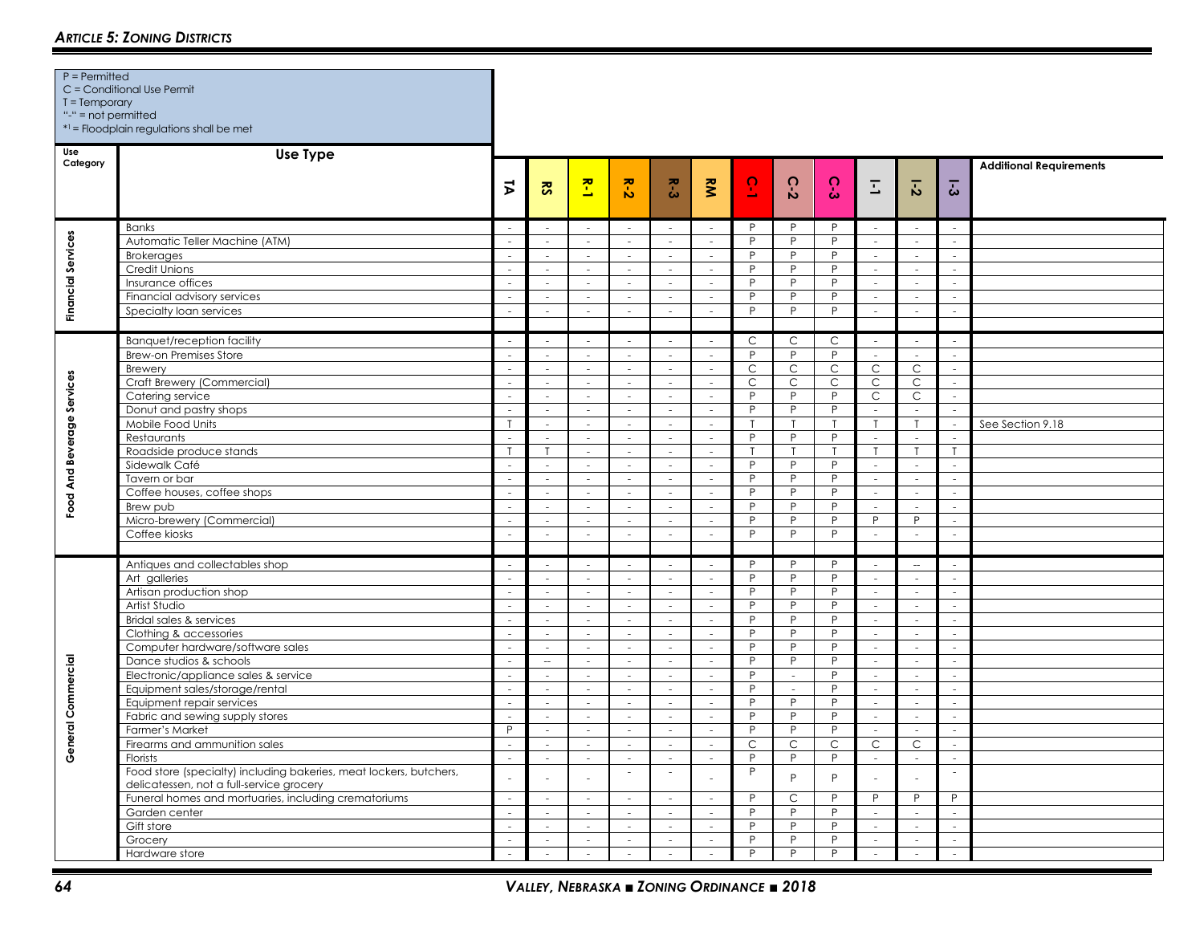## ARTICLE 5: ZONING DISTRICTS

P = Permitted
C = Conditional Use Permit
T = Temporary
"-" = not permitted
*[1] = Floodplain regulations shall be met

| Use Category | Use Type | TA | RS | R-1 | R-2 | R-3 | RM | C-1 | C-2 | C-3 | I-1 | I-2 | I-3 | Additional Requirements |
|---|---|---|---|---|---|---|---|---|---|---|---|---|---|---|
| Financial Services | Banks | - | - | - | - | - | - | P | P | P | - | - | - | |
| | Automatic Teller Machine (ATM) | - | - | - | - | - | - | P | P | P | - | - | - | |
| | Brokerages | - | - | - | - | - | - | P | P | P | - | - | - | |
| | Credit Unions | - | - | - | - | - | - | P | P | P | - | - | - | |
| | Insurance offices | - | - | - | - | - | - | P | P | P | - | - | - | |
| | Financial advisory services | - | - | - | - | - | - | P | P | P | - | - | - | |
| | Specialty loan services | - | - | - | - | - | - | P | P | P | - | - | - | |
| Food And Beverage Services | Banquet/reception facility | - | - | - | - | - | - | C | C | C | - | - | - | |
| | Brew-on Premises Store | - | - | - | - | - | - | P | P | P | - | - | - | |
| | Brewery | - | - | - | - | - | - | C | C | C | C | C | - | |
| | Craft Brewery (Commercial) | - | - | - | - | - | - | C | C | C | C | C | - | |
| | Catering service | - | - | - | - | - | - | P | P | P | C | C | - | |
| | Donut and pastry shops | - | - | - | - | - | - | P | P | P | - | - | - | |
| | Mobile Food Units | T | - | - | - | - | - | T | T | T | T | T | - | See Section 9.18 |
| | Restaurants | - | - | - | - | - | - | P | P | P | - | - | - | |
| | Roadside produce stands | T | T | - | - | - | - | T | T | T | T | T | T | |
| | Sidewalk Café | - | - | - | - | - | - | P | P | P | - | - | - | |
| | Tavern or bar | - | - | - | - | - | - | P | P | P | - | - | - | |
| | Coffee houses, coffee shops | - | - | - | - | - | - | P | P | P | - | - | - | |
| | Brew pub | - | - | - | - | - | - | P | P | P | - | - | - | |
| | Micro-brewery (Commercial) | - | - | - | - | - | - | P | P | P | P | P | - | |
| | Coffee kiosks | - | - | - | - | - | - | P | P | P | - | - | - | |
| General Commercial | Antiques and collectables shop | - | - | - | - | - | - | P | P | P | - | -- | - | |
| | Art galleries | - | - | - | - | - | - | P | P | P | - | - | - | |
| | Artisan production shop | - | - | - | - | - | - | P | P | P | - | - | - | |
| | Artist Studio | - | - | - | - | - | - | P | P | P | - | - | - | |
| | Bridal sales & services | - | - | - | - | - | - | P | P | P | - | - | - | |
| | Clothing & accessories | - | - | - | - | - | - | P | P | P | - | - | - | |
| | Computer hardware/software sales | - | - | - | - | - | - | P | P | P | - | - | - | |
| | Dance studios & schools | - | -- | - | - | - | - | P | P | P | - | - | - | |
| | Electronic/appliance sales & service | - | - | - | - | - | - | P | - | P | - | - | - | |
| | Equipment sales/storage/rental | - | - | - | - | - | - | P | - | P | - | - | - | |
| | Equipment repair services | - | - | - | - | - | - | P | P | P | - | - | - | |
| | Fabric and sewing supply stores | - | - | - | - | - | - | P | P | P | - | - | - | |
| | Farmer's Market | P | - | - | - | - | - | P | P | P | - | - | - | |
| | Firearms and ammunition sales | - | - | - | - | - | - | C | C | C | C | C | - | |
| | Florists | - | - | - | - | - | - | P | P | P | - | - | - | |
| | Food store (specialty) including bakeries, meat lockers, butchers, delicatessen, not a full-service grocery | - | - | - | - | - | - | P | P | P | - | - | - | |
| | Funeral homes and mortuaries, including crematoriums | - | - | - | - | - | - | P | C | P | P | P | P | |
| | Garden center | - | - | - | - | - | - | P | P | P | - | - | - | |
| | Gift store | - | - | - | - | - | - | P | P | P | - | - | - | |
| | Grocery | - | - | - | - | - | - | P | P | P | - | - | - | |
| | Hardware store | - | - | - | - | - | - | P | P | P | - | - | - | |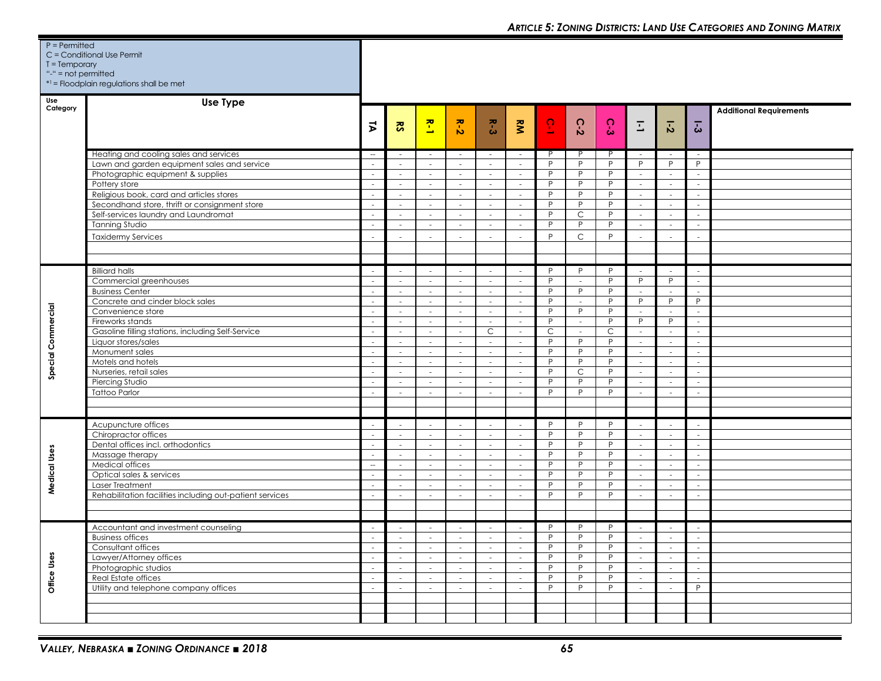P = Permitted
C = Conditional Use Permit
T = Temporary
"-" = not permitted
*[1] = Floodplain regulations shall be met

| Use Category | Use Type | TA | RS | R-1 | R-2 | R-3 | RM | C-1 | C-2 | C-3 | I-1 | I-2 | I-3 | Additional Requirements |
|---|---|---|---|---|---|---|---|---|---|---|---|---|---|---|
| | Heating and cooling sales and services | -- | - | - | - | - | - | P | P | P | - | - | - | |
| | Lawn and garden equipment sales and service | - | - | - | - | - | - | P | P | P | P | P | P | |
| | Photographic equipment & supplies | - | - | - | - | - | - | P | P | P | - | - | - | |
| | Pottery store | - | - | - | - | - | - | P | P | P | - | - | - | |
| | Religious book, card and articles stores | - | - | - | - | - | - | P | P | P | - | - | - | |
| | Secondhand store, thrift or consignment store | - | - | - | - | - | - | P | P | P | - | - | - | |
| | Self-services laundry and Laundromat | - | - | - | - | - | - | P | C | P | - | - | - | |
| | Tanning Studio | - | - | - | - | - | - | P | P | P | - | - | - | |
| | Taxidermy Services | - | - | - | - | - | - | P | C | P | - | - | - | |
| | | | | | | | | | | | | | | |
| | | | | | | | | | | | | | | |
| Special Commercial | Billiard halls | - | - | - | - | - | - | P | P | P | - | - | - | |
| | Commercial greenhouses | - | - | - | - | - | - | P | - | P | P | P | - | |
| | Business Center | - | - | - | - | - | - | P | P | P | - | - | - | |
| | Concrete and cinder block sales | - | - | - | - | - | - | P | - | P | P | P | P | |
| | Convenience store | - | - | - | - | - | - | P | P | P | - | - | - | |
| | Fireworks stands | - | - | - | - | - | - | P | - | P | P | P | - | |
| | Gasoline filling stations, including Self-Service | - | - | - | - | C | - | C | - | C | - | - | - | |
| | Liquor stores/sales | - | - | - | - | - | - | P | P | P | - | - | - | |
| | Monument sales | - | - | - | - | - | - | P | P | P | - | - | - | |
| | Motels and hotels | - | - | - | - | - | - | P | P | P | - | - | - | |
| | Nurseries, retail sales | - | - | - | - | - | - | P | C | P | - | - | - | |
| | Piercing Studio | - | - | - | - | - | - | P | P | P | - | - | - | |
| | Tattoo Parlor | - | - | - | - | - | - | P | P | P | - | - | - | |
| | | | | | | | | | | | | | | |
| | | | | | | | | | | | | | | |
| Medical Uses | Acupuncture offices | - | - | - | - | - | - | P | P | P | - | - | - | |
| | Chiropractor offices | - | - | - | - | - | - | P | P | P | - | - | - | |
| | Dental offices incl. orthodontics | - | - | - | - | - | - | P | P | P | - | - | - | |
| | Massage therapy | - | - | - | - | - | - | P | P | P | - | - | - | |
| | Medical offices | -- | - | - | - | - | - | P | P | P | - | - | - | |
| | Optical sales & services | - | - | - | - | - | - | P | P | P | - | - | - | |
| | Laser Treatment | - | - | - | - | - | - | P | P | P | - | - | - | |
| | Rehabilitation facilities including out-patient services | - | - | - | - | - | - | P | P | P | - | - | - | |
| | | | | | | | | | | | | | | |
| | | | | | | | | | | | | | | |
| Office Uses | Accountant and investment counseling | - | - | - | - | - | - | P | P | P | - | - | - | |
| | Business offices | - | - | - | - | - | - | P | P | P | - | - | - | |
| | Consultant offices | - | - | - | - | - | - | P | P | P | - | - | - | |
| | Lawyer/Attorney offices | - | - | - | - | - | - | P | P | P | - | - | - | |
| | Photographic studios | - | - | - | - | - | - | P | P | P | - | - | - | |
| | Real Estate offices | - | - | - | - | - | - | P | P | P | - | - | - | |
| | Utility and telephone company offices | - | - | - | - | - | - | P | P | P | - | - | P | |
| | | | | | | | | | | | | | | |
| | | | | | | | | | | | | | | |
| | | | | | | | | | | | | | | |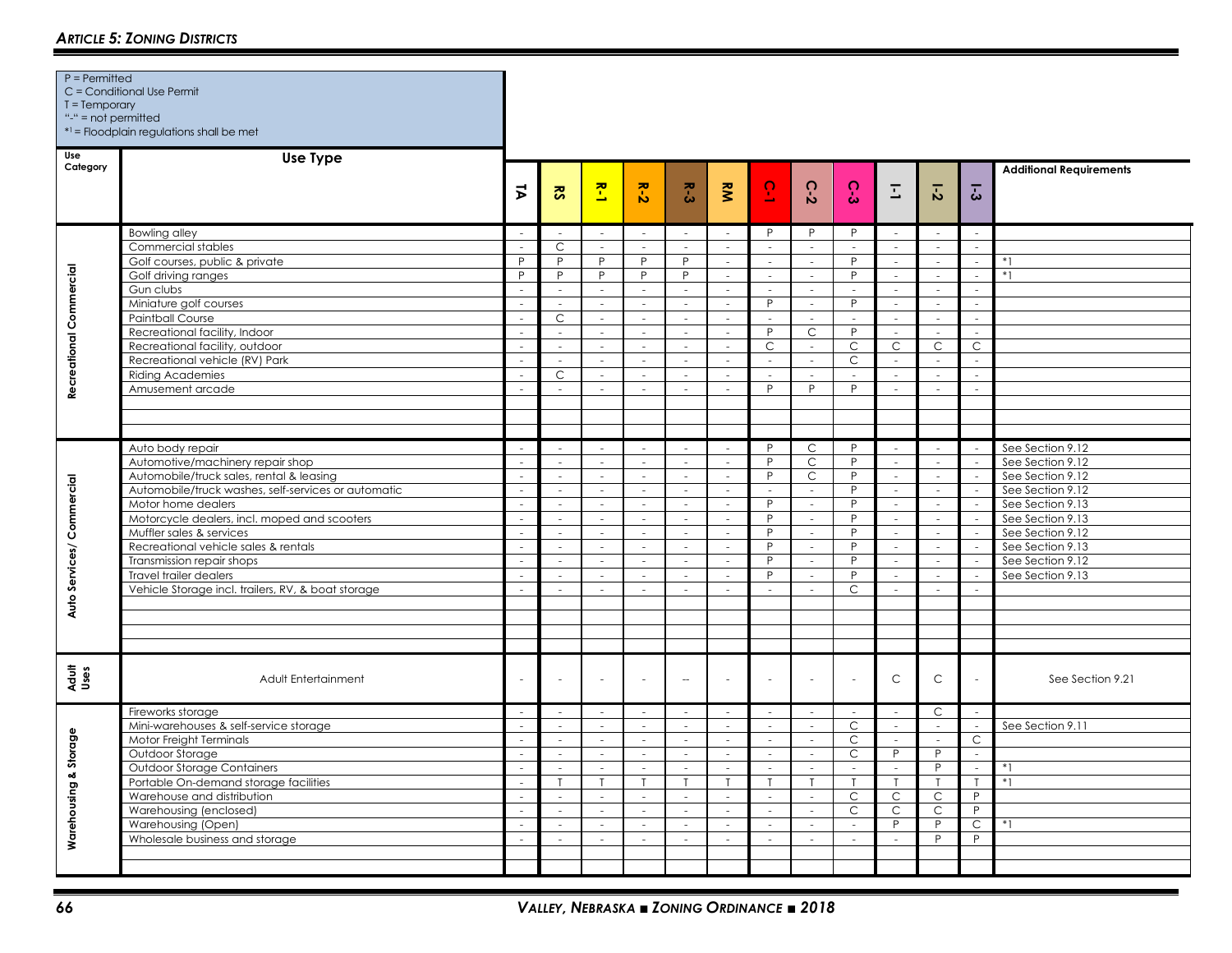P = Permitted
C = Conditional Use Permit
T = Temporary
"-" = not permitted
*1 = Floodplain regulations shall be met

| Use Category | Use Type | TA | RS | R-1 | R-2 | R-3 | RM | C-1 | C-2 | C-3 | I-1 | I-2 | I-3 | Additional Requirements |
|---|---|---|---|---|---|---|---|---|---|---|---|---|---|---|
| Recreational Commercial | Bowling alley | - | - | - | - | - | - | P | P | P | - | - | - | |
| | Commercial stables | - | C | - | - | - | - | - | - | - | - | - | - | |
| | Golf courses, public & private | P | P | P | P | P | - | - | - | P | - | - | - | *1 |
| | Golf driving ranges | P | P | P | P | P | - | - | - | P | - | - | - | *1 |
| | Gun clubs | - | - | - | - | - | - | - | - | - | - | - | - | |
| | Miniature golf courses | - | - | - | - | - | - | P | - | P | - | - | - | |
| | Paintball Course | - | C | - | - | - | - | - | - | - | - | - | - | |
| | Recreational facility, Indoor | - | - | - | - | - | - | P | C | P | - | - | - | |
| | Recreational facility, outdoor | - | - | - | - | - | - | C | - | C | C | C | C | |
| | Recreational vehicle (RV) Park | - | - | - | - | - | - | - | - | C | - | - | - | |
| | Riding Academies | - | C | - | - | - | - | - | - | - | - | - | - | |
| | Amusement arcade | - | - | - | - | - | - | P | P | P | - | - | - | |
| Auto Services/ Commercial | Auto body repair | - | - | - | - | - | - | P | C | P | - | - | - | See Section 9.12 |
| | Automotive/machinery repair shop | - | - | - | - | - | - | P | C | P | - | - | - | See Section 9.12 |
| | Automobile/truck sales, rental & leasing | - | - | - | - | - | - | P | C | P | - | - | - | See Section 9.12 |
| | Automobile/truck washes, self-services or automatic | - | - | - | - | - | - | - | - | P | - | - | - | See Section 9.12 |
| | Motor home dealers | - | - | - | - | - | - | P | - | P | - | - | - | See Section 9.13 |
| | Motorcycle dealers, incl. moped and scooters | - | - | - | - | - | - | P | - | P | - | - | - | See Section 9.13 |
| | Muffler sales & services | - | - | - | - | - | - | P | - | P | - | - | - | See Section 9.12 |
| | Recreational vehicle sales & rentals | - | - | - | - | - | - | P | - | P | - | - | - | See Section 9.13 |
| | Transmission repair shops | - | - | - | - | - | - | P | - | P | - | - | - | See Section 9.12 |
| | Travel trailer dealers | - | - | - | - | - | - | P | - | P | - | - | - | See Section 9.13 |
| | Vehicle Storage incl. trailers, RV, & boat storage | - | - | - | - | - | - | - | - | C | - | - | - | |
| Adult Uses | Adult Entertainment | - | - | - | - | -- | - | - | - | - | C | C | - | See Section 9.21 |
| Warehousing & Storage | Fireworks storage | - | - | - | - | - | - | - | - | - | - | C | - | |
| | Mini-warehouses & self-service storage | - | - | - | - | - | - | - | - | C | - | - | - | See Section 9.11 |
| | Motor Freight Terminals | - | - | - | - | - | - | - | - | C | - | - | C | |
| | Outdoor Storage | - | - | - | - | - | - | - | - | C | P | P | - | |
| | Outdoor Storage Containers | - | - | - | - | - | - | - | - | - | - | P | - | *1 |
| | Portable On-demand storage facilities | - | T | T | T | T | T | T | T | T | T | T | T | *1 |
| | Warehouse and distribution | - | - | - | - | - | - | - | - | C | C | C | P | |
| | Warehousing (enclosed) | - | - | - | - | - | - | - | - | C | C | C | P | |
| | Warehousing (Open) | - | - | - | - | - | - | - | - | - | P | P | C | *1 |
| | Wholesale business and storage | - | - | - | - | - | - | - | - | - | - | P | P | |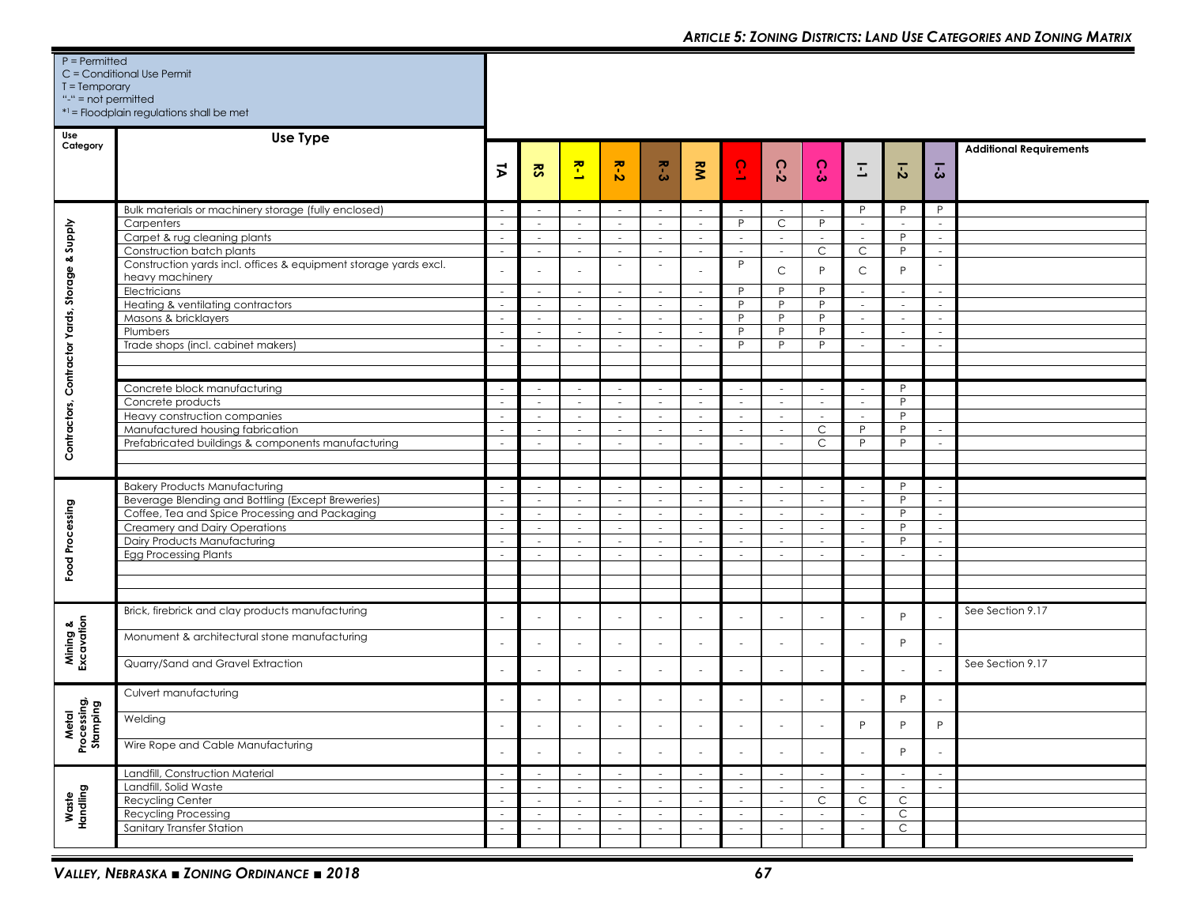P = Permitted
C = Conditional Use Permit
T = Temporary
"-" = not permitted
*[1] = Floodplain regulations shall be met

| Use Category | Use Type | TA | RS | R-1 | R-2 | R-3 | RM | C-1 | C-2 | C-3 | I-1 | I-2 | I-3 | Additional Requirements |
|---|---|---|---|---|---|---|---|---|---|---|---|---|---|---|
| Contractors, Contractor Yards, Storage & Supply | Bulk materials or machinery storage (fully enclosed) | - | - | - | - | - | - | - | - | - | P | P | P | |
| | Carpenters | - | - | - | - | - | - | P | C | P | - | - | - | |
| | Carpet & rug cleaning plants | - | - | - | - | - | - | - | - | - | - | P | - | |
| | Construction batch plants | - | - | - | - | - | - | - | - | C | C | P | - | |
| | Construction yards incl. offices & equipment storage yards excl. heavy machinery | - | - | - | - | - | - | P | C | P | C | P | - | |
| | Electricians | - | - | - | - | - | - | P | P | P | - | - | - | |
| | Heating & ventilating contractors | - | - | - | - | - | - | P | P | P | - | - | - | |
| | Masons & bricklayers | - | - | - | - | - | - | P | P | P | - | - | - | |
| | Plumbers | - | - | - | - | - | - | P | P | P | - | - | - | |
| | Trade shops (incl. cabinet makers) | - | - | - | - | - | - | P | P | P | - | - | - | |
| | | | | | | | | | | | | | | |
| | | | | | | | | | | | | | | |
| | Concrete block manufacturing | - | - | - | - | - | - | - | - | - | - | P | | |
| | Concrete products | - | - | - | - | - | - | - | - | - | - | P | | |
| | Heavy construction companies | - | - | - | - | - | - | - | - | - | - | P | | |
| | Manufactured housing fabrication | - | - | - | - | - | - | - | - | C | P | P | - | |
| | Prefabricated buildings & components manufacturing | - | - | - | - | - | - | - | - | C | P | P | - | |
| | | | | | | | | | | | | | | |
| | | | | | | | | | | | | | | |
| Food Processing | Bakery Products Manufacturing | - | - | - | - | - | - | - | - | - | - | P | - | |
| | Beverage Blending and Bottling (Except Breweries) | - | - | - | - | - | - | - | - | - | - | P | - | |
| | Coffee, Tea and Spice Processing and Packaging | - | - | - | - | - | - | - | - | - | - | P | - | |
| | Creamery and Dairy Operations | - | - | - | - | - | - | - | - | - | - | P | - | |
| | Dairy Products Manufacturing | - | - | - | - | - | - | - | - | - | - | P | - | |
| | Egg Processing Plants | - | - | - | - | - | - | - | - | - | - | - | - | |
| | | | | | | | | | | | | | | |
| | | | | | | | | | | | | | | |
| | | | | | | | | | | | | | | |
| Mining & Excavation | Brick, firebrick and clay products manufacturing | - | - | - | - | - | - | - | - | - | - | P | - | See Section 9.17 |
| | Monument & architectural stone manufacturing | - | - | - | - | - | - | - | - | - | - | P | - | |
| | Quarry/Sand and Gravel Extraction | - | - | - | - | - | - | - | - | - | - | - | - | See Section 9.17 |
| Metal Processing, Stamping | Culvert manufacturing | - | - | - | - | - | - | - | - | - | - | P | - | |
| | Welding | - | - | - | - | - | - | - | - | - | P | P | P | |
| | Wire Rope and Cable Manufacturing | - | - | - | - | - | - | - | - | - | - | P | - | |
| Waste Handling | Landfill, Construction Material | - | - | - | - | - | - | - | - | - | - | - | - | |
| | Landfill, Solid Waste | - | - | - | - | - | - | - | - | - | - | - | - | |
| | Recycling Center | - | - | - | - | - | - | - | - | C | C | C | | |
| | Recycling Processing | - | - | - | - | - | - | - | - | - | - | C | | |
| | Sanitary Transfer Station | - | - | - | - | - | - | - | - | - | - | C | | |
| | | | | | | | | | | | | | | |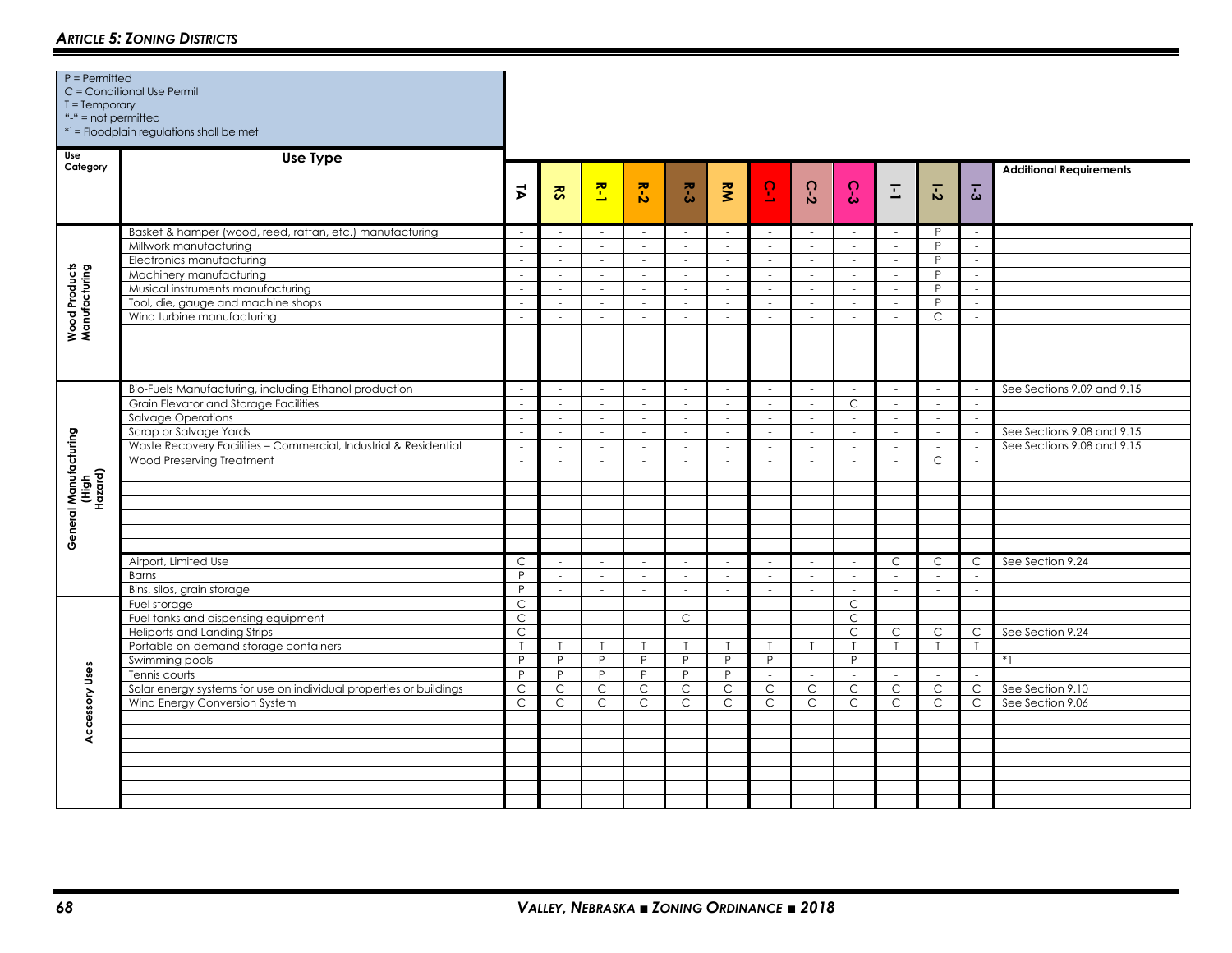P = Permitted
C = Conditional Use Permit
T = Temporary
"-" = not permitted
*1 = Floodplain regulations shall be met

| Use Category | Use Type | TA | RS | R-1 | R-2 | R-3 | RM | C-1 | C-2 | C-3 | I-1 | I-2 | I-3 | Additional Requirements |
|---|---|---|---|---|---|---|---|---|---|---|---|---|---|---|
| Wood Products Manufacturing | Basket & hamper (wood, reed, rattan, etc.) manufacturing | - | - | - | - | - | - | - | - | - | - | P | - | |
| | Millwork manufacturing | - | - | - | - | - | - | - | - | - | - | P | - | |
| | Electronics manufacturing | - | - | - | - | - | - | - | - | - | - | P | - | |
| | Machinery manufacturing | - | - | - | - | - | - | - | - | - | - | P | - | |
| | Musical instruments manufacturing | - | - | - | - | - | - | - | - | - | - | P | - | |
| | Tool, die, gauge and machine shops | - | - | - | - | - | - | - | - | - | - | P | - | |
| | Wind turbine manufacturing | - | - | - | - | - | - | - | - | - | - | C | - | |
| General Manufacturing (High Hazard) | Bio-Fuels Manufacturing, including Ethanol production | - | - | - | - | - | - | - | - | - | - | - | - | See Sections 9.09 and 9.15 |
| | Grain Elevator and Storage Facilities | - | - | - | - | - | - | - | - | C | - | - | - | |
| | Salvage Operations | - | - | - | - | - | - | - | - | - | - | - | - | |
| | Scrap or Salvage Yards | - | - | - | - | - | - | - | - | - | - | - | - | See Sections 9.08 and 9.15 |
| | Waste Recovery Facilities – Commercial, Industrial & Residential | - | - | - | - | - | - | - | - | - | - | - | - | See Sections 9.08 and 9.15 |
| | Wood Preserving Treatment | - | - | - | - | - | - | - | - | - | - | C | - | |
| | Airport, Limited Use | C | - | - | - | - | - | - | - | - | C | C | C | See Section 9.24 |
| | Barns | P | - | - | - | - | - | - | - | - | - | - | - | |
| | Bins, silos, grain storage | P | - | - | - | - | - | - | - | - | - | - | - | |
| Accessory Uses | Fuel storage | C | - | - | - | - | - | - | - | C | - | - | - | |
| | Fuel tanks and dispensing equipment | C | - | - | - | C | - | - | - | C | - | - | - | |
| | Heliports and Landing Strips | C | - | - | - | - | - | - | - | C | C | C | C | See Section 9.24 |
| | Portable on-demand storage containers | T | T | T | T | T | T | T | T | T | T | T | T | |
| | Swimming pools | P | P | P | P | P | P | P | - | P | - | - | - | *1 |
| | Tennis courts | P | P | P | P | P | P | - | - | - | - | - | - | |
| | Solar energy systems for use on individual properties or buildings | C | C | C | C | C | C | C | C | C | C | C | C | See Section 9.10 |
| | Wind Energy Conversion System | C | C | C | C | C | C | C | C | C | C | C | C | See Section 9.06 |